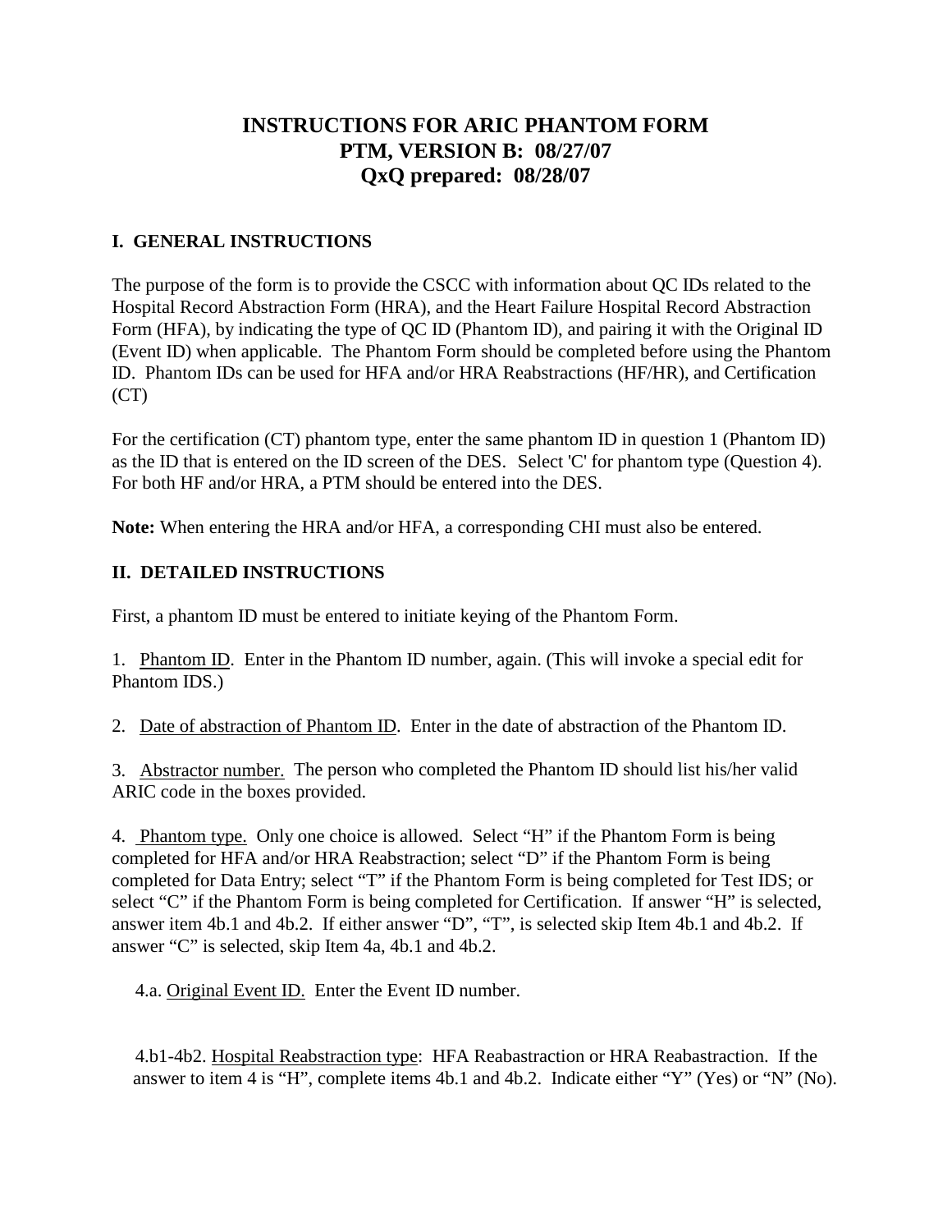# INSTRUCTIONS FOR ARIC PHANTOM FORM
# PTM, VERSION B: 08/27/07
# QxQ prepared: 08/28/07

## I. GENERAL INSTRUCTIONS

The purpose of the form is to provide the CSCC with information about QC IDs related to the Hospital Record Abstraction Form (HRA), and the Heart Failure Hospital Record Abstraction Form (HFA), by indicating the type of QC ID (Phantom ID), and pairing it with the Original ID (Event ID) when applicable. The Phantom Form should be completed before using the Phantom ID. Phantom IDs can be used for HFA and/or HRA Reabstractions (HF/HR), and Certification (CT)

For the certification (CT) phantom type, enter the same phantom ID in question 1 (Phantom ID) as the ID that is entered on the ID screen of the DES. Select 'C' for phantom type (Question 4). For both HF and/or HRA, a PTM should be entered into the DES.

**Note:** When entering the HRA and/or HFA, a corresponding CHI must also be entered.

## II. DETAILED INSTRUCTIONS

First, a phantom ID must be entered to initiate keying of the Phantom Form.

1. <u>Phantom ID</u>. Enter in the Phantom ID number, again. (This will invoke a special edit for Phantom IDS.)

2. <u>Date of abstraction of Phantom ID</u>. Enter in the date of abstraction of the Phantom ID.

3. <u>Abstractor number.</u> The person who completed the Phantom ID should list his/her valid ARIC code in the boxes provided.

4. <u>Phantom type.</u> Only one choice is allowed. Select "H" if the Phantom Form is being completed for HFA and/or HRA Reabstraction; select "D" if the Phantom Form is being completed for Data Entry; select "T" if the Phantom Form is being completed for Test IDS; or select "C" if the Phantom Form is being completed for Certification. If answer "H" is selected, answer item 4b.1 and 4b.2. If either answer "D", "T", is selected skip Item 4b.1 and 4b.2. If answer "C" is selected, skip Item 4a, 4b.1 and 4b.2.

4.a. <u>Original Event ID.</u> Enter the Event ID number.

4.b1-4b2. <u>Hospital Reabstraction type</u>: HFA Reabastraction or HRA Reabastraction. If the answer to item 4 is "H", complete items 4b.1 and 4b.2. Indicate either "Y" (Yes) or "N" (No).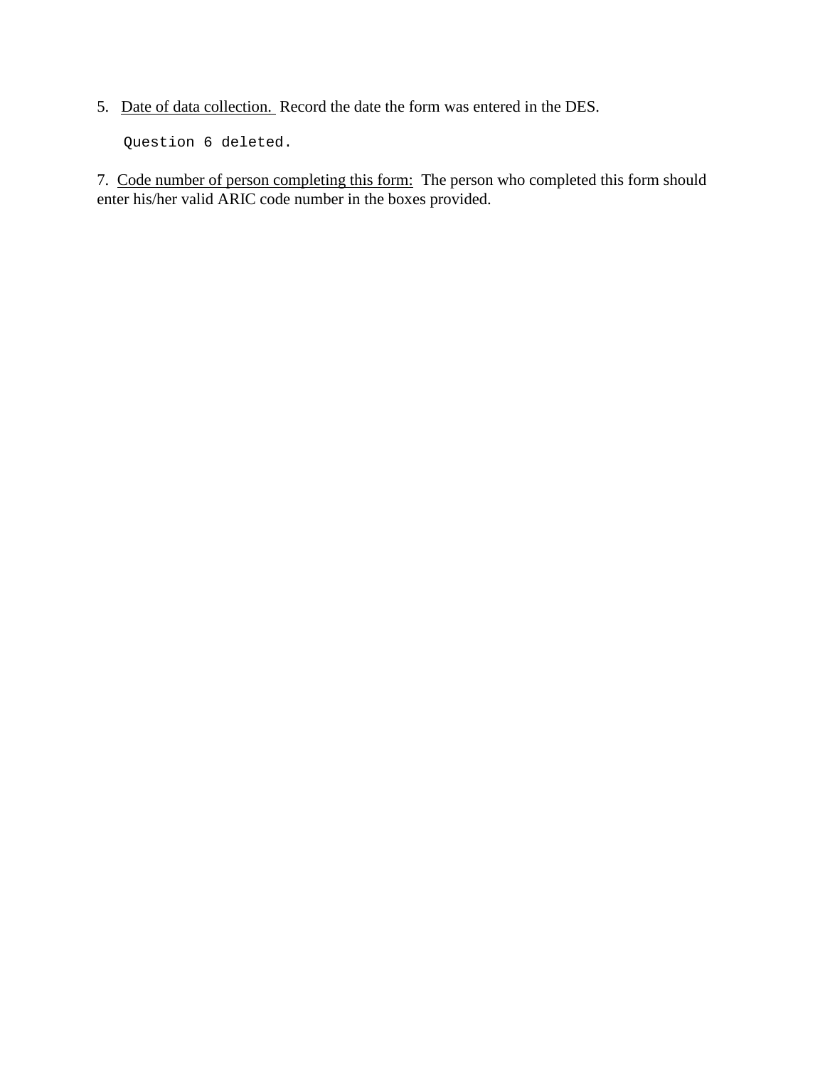5. <u>Date of data collection.</u> Record the date the form was entered in the DES.

```
Question 6 deleted.
```

7. <u>Code number of person completing this form:</u> The person who completed this form should enter his/her valid ARIC code number in the boxes provided.